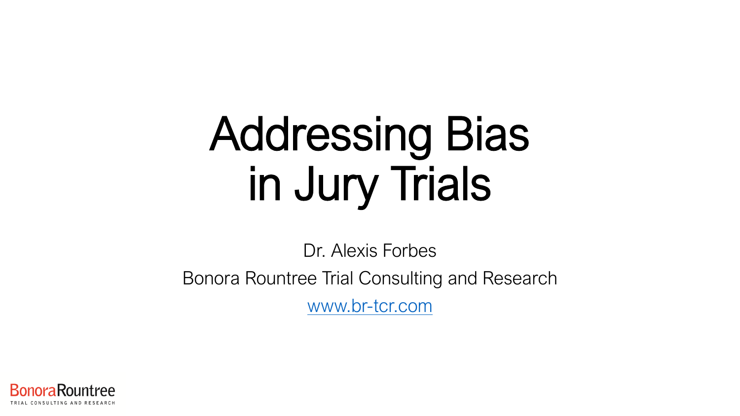# Addressing Bias in Jury Trials

Dr. Alexis Forbes

Bonora Rountree Trial Consulting and Research

www.br-tcr.com

BonoraRountree
TRIAL CONSULTING AND RESEARCH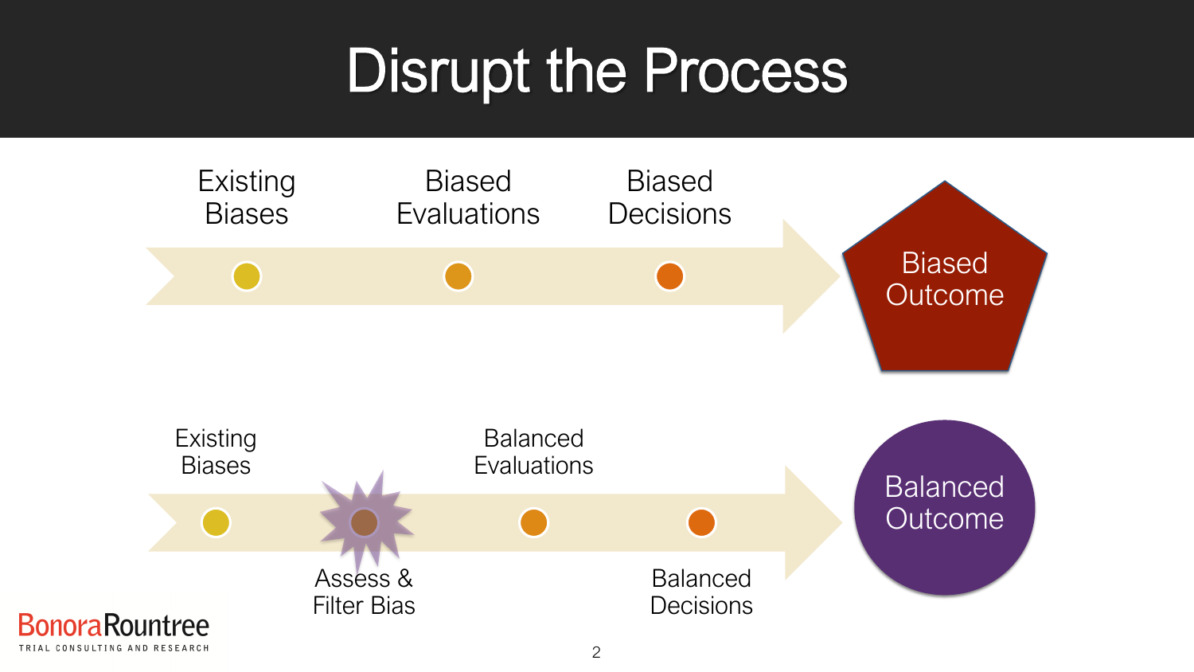# Disrupt the Process

Existing Biases

Biased Evaluations

Biased Decisions

Biased Outcome

Existing Biases

Assess & Filter Bias

Balanced Evaluations

Balanced Decisions

Balanced Outcome

BonoraRountree

TRIAL CONSULTING AND RESEARCH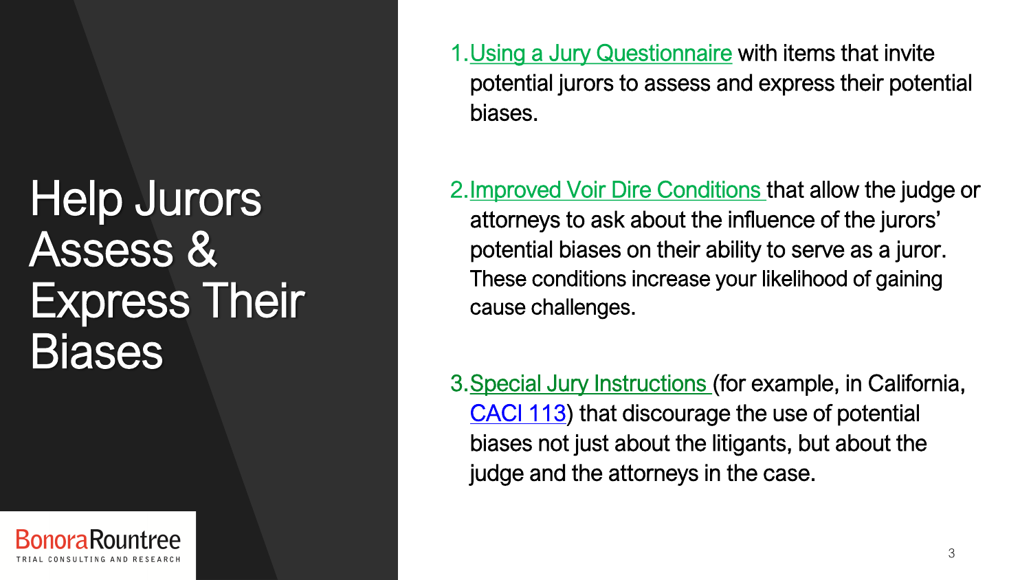# Help Jurors Assess & Express Their Biases

1. Using a Jury Questionnaire with items that invite potential jurors to assess and express their potential biases.

2. Improved Voir Dire Conditions that allow the judge or attorneys to ask about the influence of the jurors' potential biases on their ability to serve as a juror. These conditions increase your likelihood of gaining cause challenges.

3. Special Jury Instructions (for example, in California, CACI 113) that discourage the use of potential biases not just about the litigants, but about the judge and the attorneys in the case.

BonoraRountree
TRIAL CONSULTING AND RESEARCH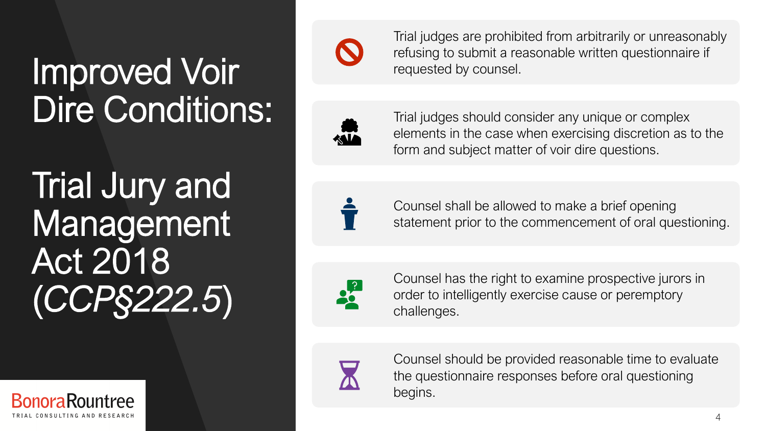# Improved Voir Dire Conditions:

# Trial Jury and Management Act 2018 (*CCP§222.5*)

- Trial judges are prohibited from arbitrarily or unreasonably refusing to submit a reasonable written questionnaire if requested by counsel.
- Trial judges should consider any unique or complex elements in the case when exercising discretion as to the form and subject matter of voir dire questions.
- Counsel shall be allowed to make a brief opening statement prior to the commencement of oral questioning.
- Counsel has the right to examine prospective jurors in order to intelligently exercise cause or peremptory challenges.
- Counsel should be provided reasonable time to evaluate the questionnaire responses before oral questioning begins.

BonoraRountree
TRIAL CONSULTING AND RESEARCH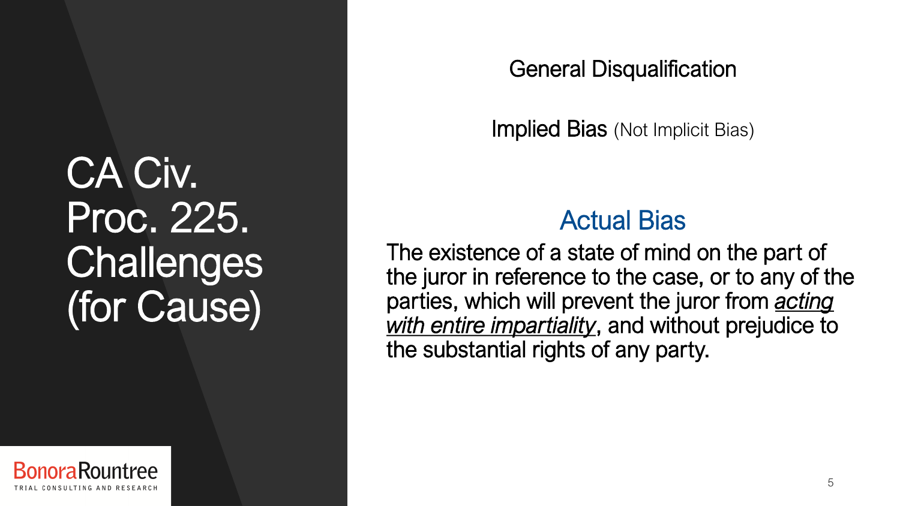# CA Civ. Proc. 225. Challenges (for Cause)

General Disqualification

Implied Bias (Not Implicit Bias)

## Actual Bias

The existence of a state of mind on the part of the juror in reference to the case, or to any of the parties, which will prevent the juror from ***acting with entire impartiality***, and without prejudice to the substantial rights of any party.

BonoraRountree
TRIAL CONSULTING AND RESEARCH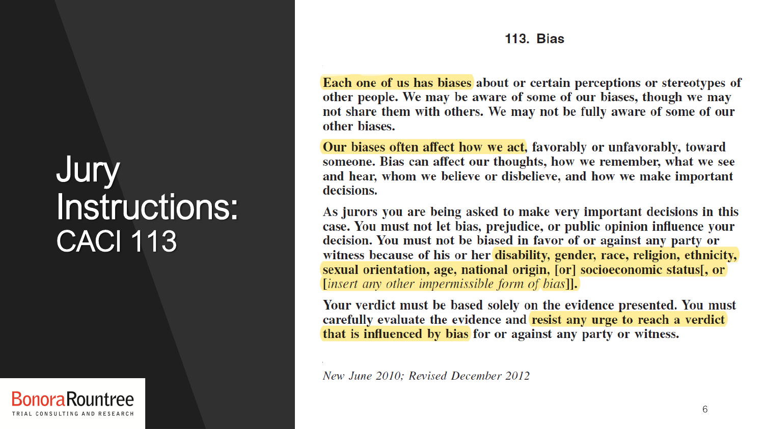# Jury Instructions: CACI 113

## 113. Bias

Each one of us has biases about or certain perceptions or stereotypes of other people. We may be aware of some of our biases, though we may not share them with others. We may not be fully aware of some of our other biases.

Our biases often affect how we act, favorably or unfavorably, toward someone. Bias can affect our thoughts, how we remember, what we see and hear, whom we believe or disbelieve, and how we make important decisions.

As jurors you are being asked to make very important decisions in this case. You must not let bias, prejudice, or public opinion influence your decision. You must not be biased in favor of or against any party or witness because of his or her disability, gender, race, religion, ethnicity, sexual orientation, age, national origin, [or] socioeconomic status[, or [*insert any other impermissible form of bias*]].

Your verdict must be based solely on the evidence presented. You must carefully evaluate the evidence and resist any urge to reach a verdict that is influenced by bias for or against any party or witness.

*New June 2010; Revised December 2012*

BonoraRountree
TRIAL CONSULTING AND RESEARCH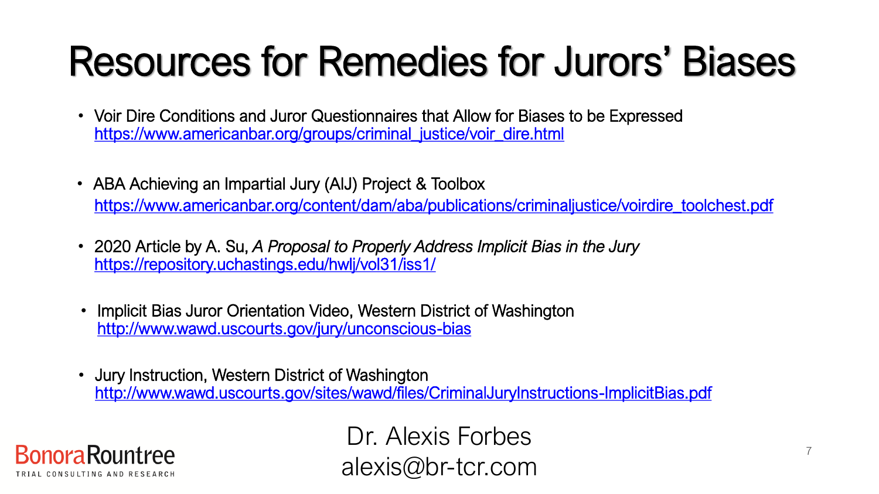# Resources for Remedies for Jurors' Biases

- Voir Dire Conditions and Juror Questionnaires that Allow for Biases to be Expressed
  https://www.americanbar.org/groups/criminal_justice/voir_dire.html
- ABA Achieving an Impartial Jury (AIJ) Project & Toolbox
  https://www.americanbar.org/content/dam/aba/publications/criminaljustice/voirdire_toolchest.pdf
- 2020 Article by A. Su, *A Proposal to Properly Address Implicit Bias in the Jury*
  https://repository.uchastings.edu/hwlj/vol31/iss1/
- Implicit Bias Juror Orientation Video, Western District of Washington
  http://www.wawd.uscourts.gov/jury/unconscious-bias
- Jury Instruction, Western District of Washington
  http://www.wawd.uscourts.gov/sites/wawd/files/CriminalJuryInstructions-ImplicitBias.pdf

BonoraRountree
TRIAL CONSULTING AND RESEARCH

Dr. Alexis Forbes
alexis@br-tcr.com